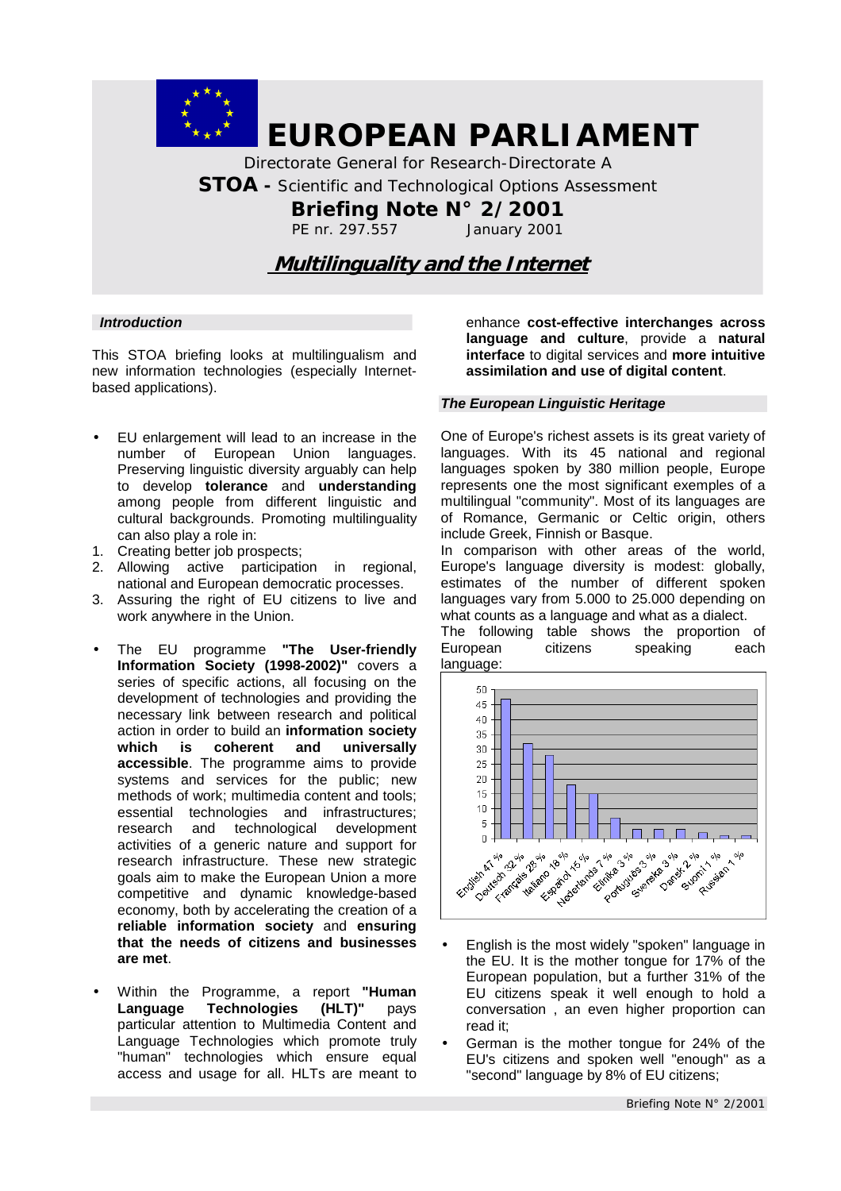# EUROPEAN PARLIAMENT

Directorate General for Research-Directorate A

**STOA -** Scientific and Technological Options Assessment

**Briefing Note N° 2/2001**

PE nr. 297.557 January 2001

## ***Multilinguality and the Internet***

### *Introduction*

This STOA briefing looks at multilingualism and new information technologies (especially Internet-based applications).

- EU enlargement will lead to an increase in the number of European Union languages. Preserving linguistic diversity arguably can help to develop **tolerance** and **understanding** among people from different linguistic and cultural backgrounds. Promoting multilinguality can also play a role in:

1. Creating better job prospects;
2. Allowing active participation in regional, national and European democratic processes.
3. Assuring the right of EU citizens to live and work anywhere in the Union.

- The EU programme **"The User-friendly Information Society (1998-2002)"** covers a series of specific actions, all focusing on the development of technologies and providing the necessary link between research and political action in order to build an **information society which is coherent and universally accessible**. The programme aims to provide systems and services for the public; new methods of work; multimedia content and tools; essential technologies and infrastructures; research and technological development activities of a generic nature and support for research infrastructure. These new strategic goals aim to make the European Union a more competitive and dynamic knowledge-based economy, both by accelerating the creation of a **reliable information society** and **ensuring that the needs of citizens and businesses are met**.

- Within the Programme, a report **"Human Language Technologies (HLT)"** pays particular attention to Multimedia Content and Language Technologies which promote truly "human" technologies which ensure equal access and usage for all. HLTs are meant to enhance **cost-effective interchanges across language and culture**, provide a **natural interface** to digital services and **more intuitive assimilation and use of digital content**.

### *The European Linguistic Heritage*

One of Europe's richest assets is its great variety of languages. With its 45 national and regional languages spoken by 380 million people, Europe represents one the most significant exemples of a multilingual "community". Most of its languages are of Romance, Germanic or Celtic origin, others include Greek, Finnish or Basque.

In comparison with other areas of the world, Europe's language diversity is modest: globally, estimates of the number of different spoken languages vary from 5.000 to 25.000 depending on what counts as a language and what as a dialect.

The following table shows the proportion of European citizens speaking each language:

| Language | % |
|---|---|
| English | 47 % |
| Deutsch | 32 % |
| Français | 28 % |
| Italiano | 18 % |
| Español | 15 % |
| Nederlands | 7 % |
| Ellinika | 3 % |
| Português | 3 % |
| Svenska | 3 % |
| Dansk | 2 % |
| Suomi | 1 % |
| Russian | 1 % |

- English is the most widely "spoken" language in the EU. It is the mother tongue for 17% of the European population, but a further 31% of the EU citizens speak it well enough to hold a conversation , an even higher proportion can read it;
- German is the mother tongue for 24% of the EU's citizens and spoken well "enough" as a "second" language by 8% of EU citizens;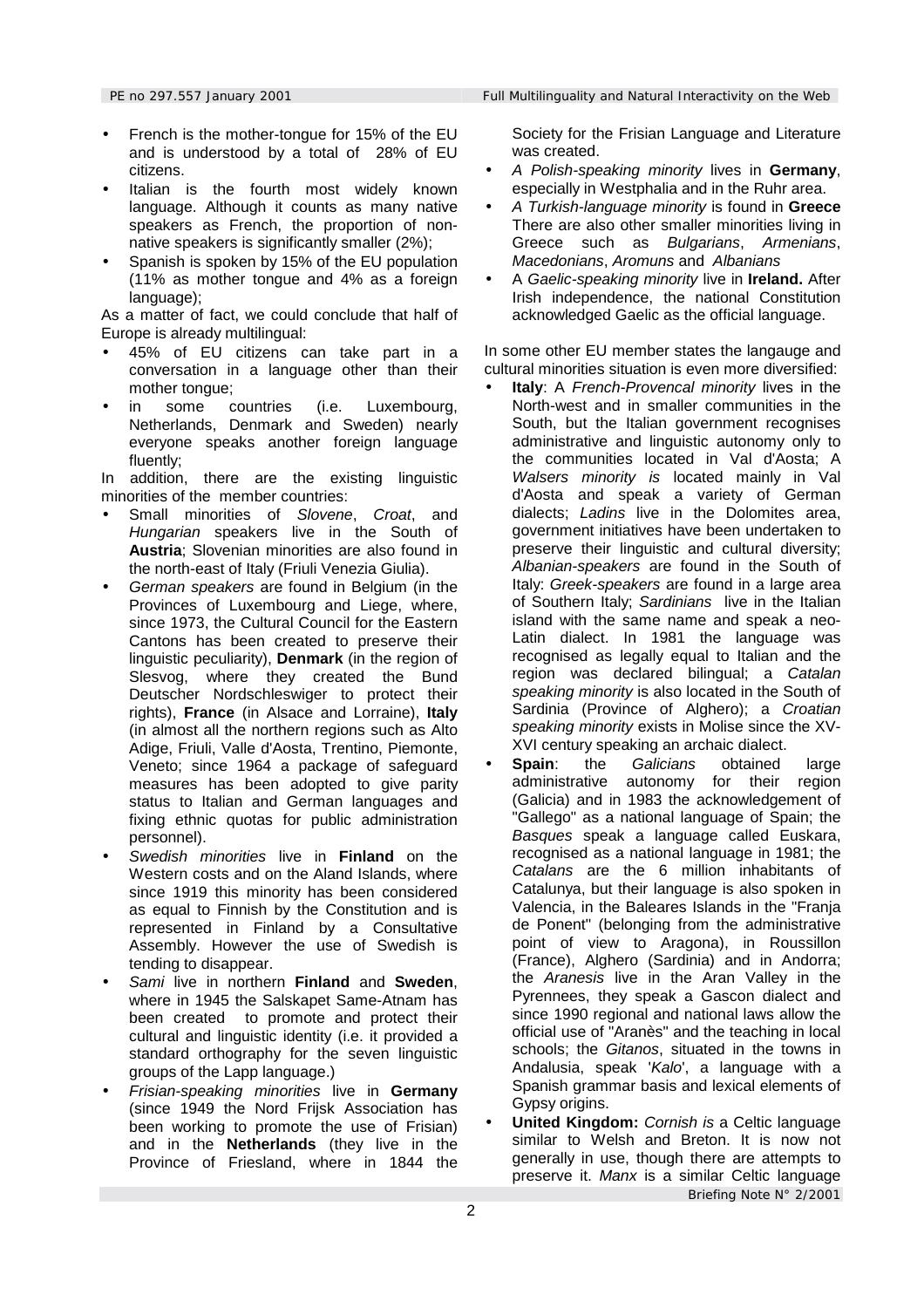- French is the mother-tongue for 15% of the EU and is understood by a total of 28% of EU citizens.
- Italian is the fourth most widely known language. Although it counts as many native speakers as French, the proportion of non-native speakers is significantly smaller (2%);
- Spanish is spoken by 15% of the EU population (11% as mother tongue and 4% as a foreign language);

As a matter of fact, we could conclude that half of Europe is already multilingual:

- 45% of EU citizens can take part in a conversation in a language other than their mother tongue;
- in some countries (i.e. Luxembourg, Netherlands, Denmark and Sweden) nearly everyone speaks another foreign language fluently;

In addition, there are the existing linguistic minorities of the member countries:

- Small minorities of *Slovene*, *Croat*, and *Hungarian* speakers live in the South of **Austria**; Slovenian minorities are also found in the north-east of Italy (Friuli Venezia Giulia).
- *German speakers* are found in Belgium (in the Provinces of Luxembourg and Liege, where, since 1973, the Cultural Council for the Eastern Cantons has been created to preserve their linguistic peculiarity), **Denmark** (in the region of Slesvog, where they created the Bund Deutscher Nordschleswiger to protect their rights), **France** (in Alsace and Lorraine), **Italy** (in almost all the northern regions such as Alto Adige, Friuli, Valle d'Aosta, Trentino, Piemonte, Veneto; since 1964 a package of safeguard measures has been adopted to give parity status to Italian and German languages and fixing ethnic quotas for public administration personnel).
- *Swedish minorities* live in **Finland** on the Western costs and on the Aland Islands, where since 1919 this minority has been considered as equal to Finnish by the Constitution and is represented in Finland by a Consultative Assembly. However the use of Swedish is tending to disappear.
- *Sami* live in northern **Finland** and **Sweden**, where in 1945 the Salskapet Same-Atnam has been created to promote and protect their cultural and linguistic identity (i.e. it provided a standard orthography for the seven linguistic groups of the Lapp language.)
- *Frisian-speaking minorities* live in **Germany** (since 1949 the Nord Frijsk Association has been working to promote the use of Frisian) and in the **Netherlands** (they live in the Province of Friesland, where in 1844 the Society for the Frisian Language and Literature was created.
- *A Polish-speaking minority* lives in **Germany**, especially in Westphalia and in the Ruhr area.
- *A Turkish-language minority* is found in **Greece** There are also other smaller minorities living in Greece such as *Bulgarians*, *Armenians*, *Macedonians*, *Aromuns* and *Albanians*
- A *Gaelic-speaking minority* live in **Ireland.** After Irish independence, the national Constitution acknowledged Gaelic as the official language.

In some other EU member states the langauge and cultural minorities situation is even more diversified:

- **Italy**: A *French-Provencal minority* lives in the North-west and in smaller communities in the South, but the Italian government recognises administrative and linguistic autonomy only to the communities located in Val d'Aosta; A *Walsers minority is* located mainly in Val d'Aosta and speak a variety of German dialects; *Ladins* live in the Dolomites area, government initiatives have been undertaken to preserve their linguistic and cultural diversity; *Albanian-speakers* are found in the South of Italy: *Greek-speakers* are found in a large area of Southern Italy; *Sardinians* live in the Italian island with the same name and speak a neo-Latin dialect. In 1981 the language was recognised as legally equal to Italian and the region was declared bilingual; a *Catalan speaking minority* is also located in the South of Sardinia (Province of Alghero); a *Croatian speaking minority* exists in Molise since the XV-XVI century speaking an archaic dialect.
- **Spain**: the *Galicians* obtained large administrative autonomy for their region (Galicia) and in 1983 the acknowledgement of "Gallego" as a national language of Spain; the *Basques* speak a language called Euskara, recognised as a national language in 1981; the *Catalans* are the 6 million inhabitants of Catalunya, but their language is also spoken in Valencia, in the Baleares Islands in the "Franja de Ponent" (belonging from the administrative point of view to Aragona), in Roussillon (France), Alghero (Sardinia) and in Andorra; the *Aranesis* live in the Aran Valley in the Pyrennees, they speak a Gascon dialect and since 1990 regional and national laws allow the official use of "Aranès" and the teaching in local schools; the *Gitanos*, situated in the towns in Andalusia, speak '*Kalo*', a language with a Spanish grammar basis and lexical elements of Gypsy origins.
- **United Kingdom:** *Cornish is* a Celtic language similar to Welsh and Breton. It is now not generally in use, though there are attempts to preserve it. *Manx* is a similar Celtic language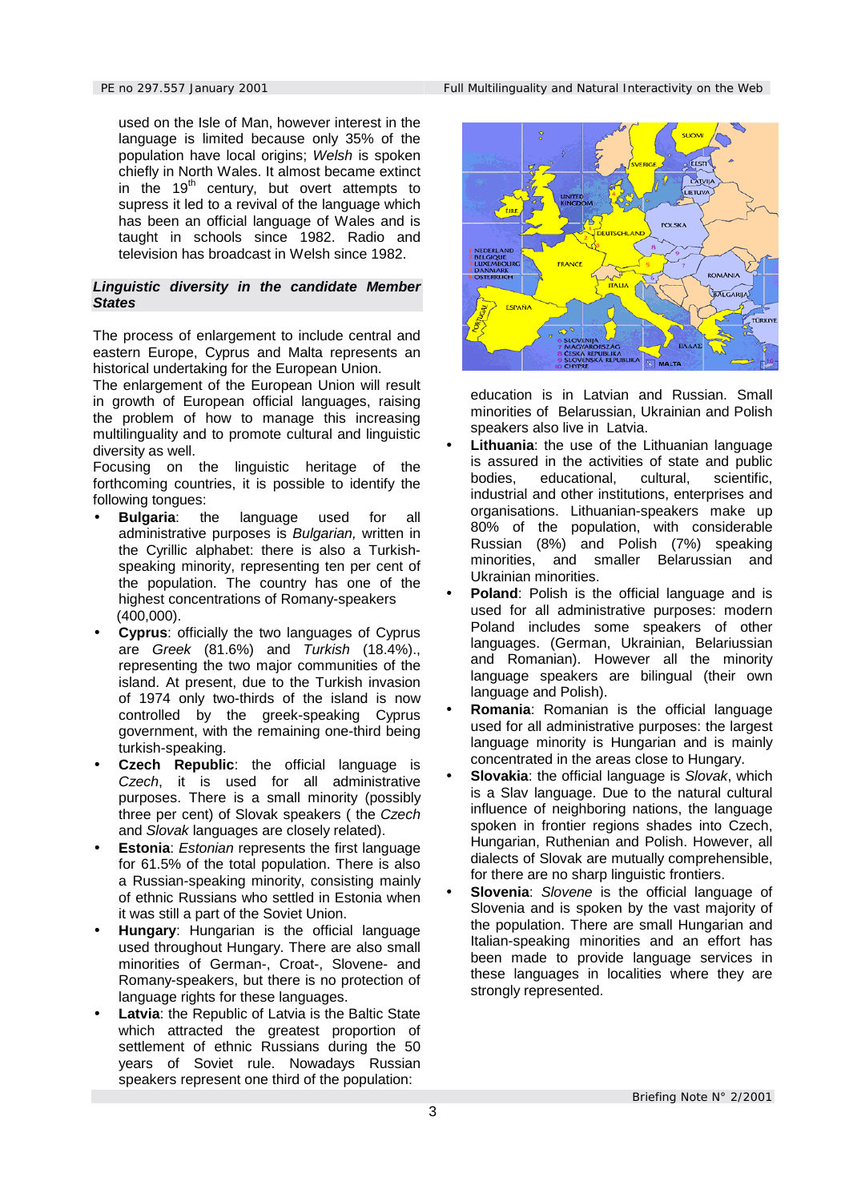used on the Isle of Man, however interest in the language is limited because only 35% of the population have local origins; *Welsh* is spoken chiefly in North Wales. It almost became extinct in the 19th century, but overt attempts to supress it led to a revival of the language which has been an official language of Wales and is taught in schools since 1982. Radio and television has broadcast in Welsh since 1982.

### *Linguistic diversity in the candidate Member States*

The process of enlargement to include central and eastern Europe, Cyprus and Malta represents an historical undertaking for the European Union.
The enlargement of the European Union will result in growth of European official languages, raising the problem of how to manage this increasing multilinguality and to promote cultural and linguistic diversity as well.
Focusing on the linguistic heritage of the forthcoming countries, it is possible to identify the following tongues:

- **Bulgaria**: the language used for all administrative purposes is *Bulgarian,* written in the Cyrillic alphabet: there is also a Turkish-speaking minority, representing ten per cent of the population. The country has one of the highest concentrations of Romany-speakers (400,000).
- **Cyprus**: officially the two languages of Cyprus are *Greek* (81.6%) and *Turkish* (18.4%)., representing the two major communities of the island. At present, due to the Turkish invasion of 1974 only two-thirds of the island is now controlled by the greek-speaking Cyprus government, with the remaining one-third being turkish-speaking.
- **Czech Republic**: the official language is *Czech*, it is used for all administrative purposes. There is a small minority (possibly three per cent) of Slovak speakers ( the *Czech* and *Slovak* languages are closely related).
- **Estonia**: *Estonian* represents the first language for 61.5% of the total population. There is also a Russian-speaking minority, consisting mainly of ethnic Russians who settled in Estonia when it was still a part of the Soviet Union.
- **Hungary**: Hungarian is the official language used throughout Hungary. There are also small minorities of German-, Croat-, Slovene- and Romany-speakers, but there is no protection of language rights for these languages.
- **Latvia**: the Republic of Latvia is the Baltic State which attracted the greatest proportion of settlement of ethnic Russians during the 50 years of Soviet rule. Nowadays Russian speakers represent one third of the population: education is in Latvian and Russian. Small minorities of Belarussian, Ukrainian and Polish speakers also live in Latvia.
- **Lithuania**: the use of the Lithuanian language is assured in the activities of state and public bodies, educational, cultural, scientific, industrial and other institutions, enterprises and organisations. Lithuanian-speakers make up 80% of the population, with considerable Russian (8%) and Polish (7%) speaking minorities, and smaller Belarussian and Ukrainian minorities.
- **Poland**: Polish is the official language and is used for all administrative purposes: modern Poland includes some speakers of other languages. (German, Ukrainian, Belariussian and Romanian). However all the minority language speakers are bilingual (their own language and Polish).
- **Romania**: Romanian is the official language used for all administrative purposes: the largest language minority is Hungarian and is mainly concentrated in the areas close to Hungary.
- **Slovakia**: the official language is *Slovak*, which is a Slav language. Due to the natural cultural influence of neighboring nations, the language spoken in frontier regions shades into Czech, Hungarian, Ruthenian and Polish. However, all dialects of Slovak are mutually comprehensible, for there are no sharp linguistic frontiers.
- **Slovenia**: *Slovene* is the official language of Slovenia and is spoken by the vast majority of the population. There are small Hungarian and Italian-speaking minorities and an effort has been made to provide language services in these languages in localities where they are strongly represented.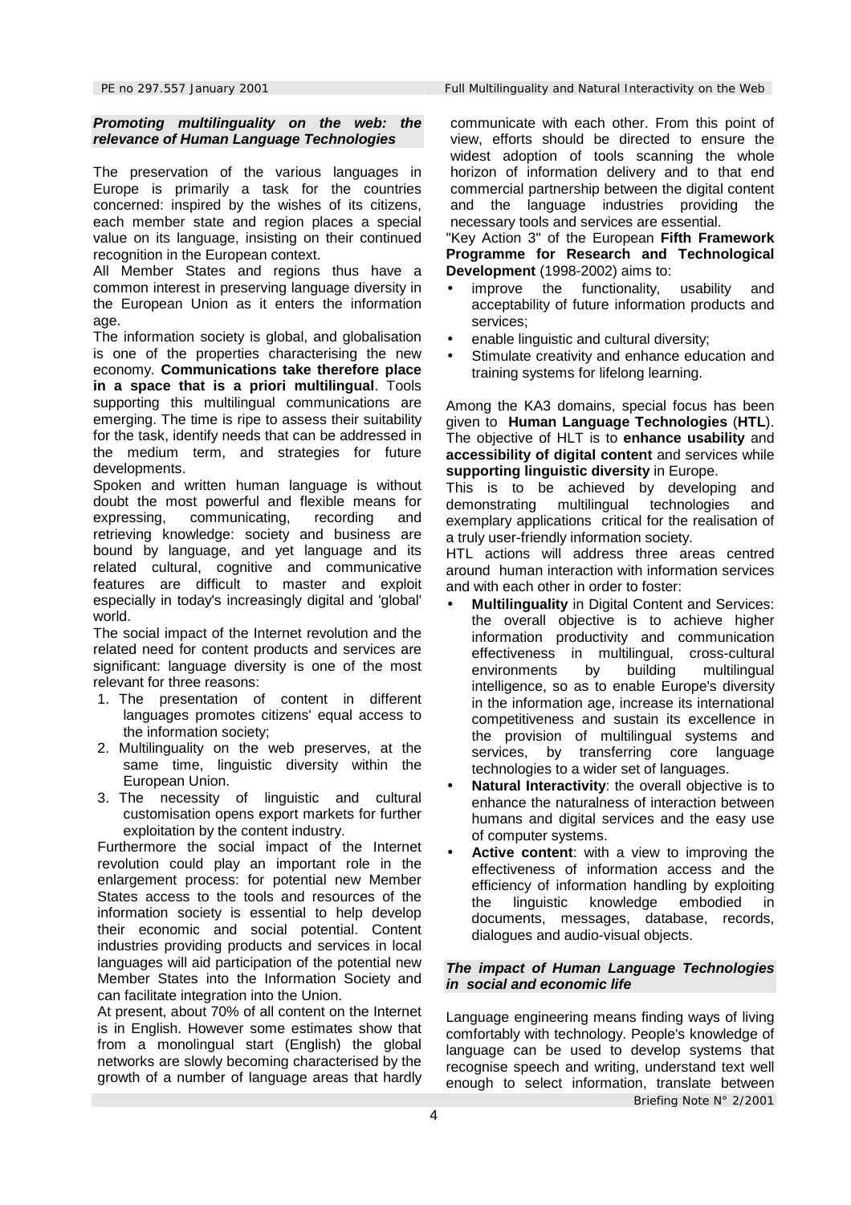### ***Promoting multilinguality on the web: the relevance of Human Language Technologies***

The preservation of the various languages in Europe is primarily a task for the countries concerned: inspired by the wishes of its citizens, each member state and region places a special value on its language, insisting on their continued recognition in the European context.

All Member States and regions thus have a common interest in preserving language diversity in the European Union as it enters the information age.

The information society is global, and globalisation is one of the properties characterising the new economy. **Communications take therefore place in a space that is a priori multilingual**. Tools supporting this multilingual communications are emerging. The time is ripe to assess their suitability for the task, identify needs that can be addressed in the medium term, and strategies for future developments.

Spoken and written human language is without doubt the most powerful and flexible means for expressing, communicating, recording and retrieving knowledge: society and business are bound by language, and yet language and its related cultural, cognitive and communicative features are difficult to master and exploit especially in today's increasingly digital and 'global' world.

The social impact of the Internet revolution and the related need for content products and services are significant: language diversity is one of the most relevant for three reasons:

1. The presentation of content in different languages promotes citizens' equal access to the information society;
2. Multilinguality on the web preserves, at the same time, linguistic diversity within the European Union.
3. The necessity of linguistic and cultural customisation opens export markets for further exploitation by the content industry.

Furthermore the social impact of the Internet revolution could play an important role in the enlargement process: for potential new Member States access to the tools and resources of the information society is essential to help develop their economic and social potential. Content industries providing products and services in local languages will aid participation of the potential new Member States into the Information Society and can facilitate integration into the Union.

At present, about 70% of all content on the Internet is in English. However some estimates show that from a monolingual start (English) the global networks are slowly becoming characterised by the growth of a number of language areas that hardly communicate with each other. From this point of view, efforts should be directed to ensure the widest adoption of tools scanning the whole horizon of information delivery and to that end commercial partnership between the digital content and the language industries providing the necessary tools and services are essential.

"Key Action 3" of the European **Fifth Framework Programme for Research and Technological Development** (1998-2002) aims to:

- improve the functionality, usability and acceptability of future information products and services;
- enable linguistic and cultural diversity;
- Stimulate creativity and enhance education and training systems for lifelong learning.

Among the KA3 domains, special focus has been given to **Human Language Technologies** (**HTL**). The objective of HLT is to **enhance usability** and **accessibility of digital content** and services while **supporting linguistic diversity** in Europe.

This is to be achieved by developing and demonstrating multilingual technologies and exemplary applications critical for the realisation of a truly user-friendly information society.

HTL actions will address three areas centred around human interaction with information services and with each other in order to foster:

- **Multilinguality** in Digital Content and Services: the overall objective is to achieve higher information productivity and communication effectiveness in multilingual, cross-cultural environments by building multilingual intelligence, so as to enable Europe's diversity in the information age, increase its international competitiveness and sustain its excellence in the provision of multilingual systems and services, by transferring core language technologies to a wider set of languages.
- **Natural Interactivity**: the overall objective is to enhance the naturalness of interaction between humans and digital services and the easy use of computer systems.
- **Active content**: with a view to improving the effectiveness of information access and the efficiency of information handling by exploiting the linguistic knowledge embodied in documents, messages, database, records, dialogues and audio-visual objects.

### ***The impact of Human Language Technologies in social and economic life***

Language engineering means finding ways of living comfortably with technology. People's knowledge of language can be used to develop systems that recognise speech and writing, understand text well enough to select information, translate between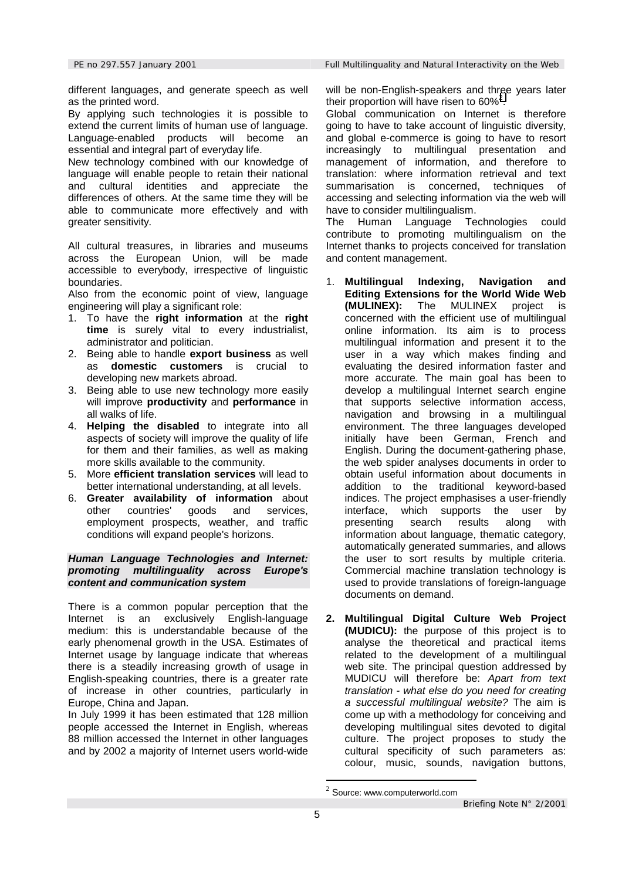different languages, and generate speech as well as the printed word.

By applying such technologies it is possible to extend the current limits of human use of language. Language-enabled products will become an essential and integral part of everyday life.

New technology combined with our knowledge of language will enable people to retain their national and cultural identities and appreciate the differences of others. At the same time they will be able to communicate more effectively and with greater sensitivity.

All cultural treasures, in libraries and museums across the European Union, will be made accessible to everybody, irrespective of linguistic boundaries.

Also from the economic point of view, language engineering will play a significant role:

1. To have the **right information** at the **right time** is surely vital to every industrialist, administrator and politician.
2. Being able to handle **export business** as well as **domestic customers** is crucial to developing new markets abroad.
3. Being able to use new technology more easily will improve **productivity** and **performance** in all walks of life.
4. **Helping the disabled** to integrate into all aspects of society will improve the quality of life for them and their families, as well as making more skills available to the community.
5. More **efficient translation services** will lead to better international understanding, at all levels.
6. **Greater availability of information** about other countries' goods and services, employment prospects, weather, and traffic conditions will expand people's horizons.

***Human Language Technologies and Internet: promoting multilinguality across Europe's content and communication system***

There is a common popular perception that the Internet is an exclusively English-language medium: this is understandable because of the early phenomenal growth in the USA. Estimates of Internet usage by language indicate that whereas there is a steadily increasing growth of usage in English-speaking countries, there is a greater rate of increase in other countries, particularly in Europe, China and Japan.

In July 1999 it has been estimated that 128 million people accessed the Internet in English, whereas 88 million accessed the Internet in other languages and by 2002 a majority of Internet users world-wide will be non-English-speakers and three years later their proportion will have risen to 60%[2].

Global communication on Internet is therefore going to have to take account of linguistic diversity, and global e-commerce is going to have to resort increasingly to multilingual presentation and management of information, and therefore to translation: where information retrieval and text summarisation is concerned, techniques of accessing and selecting information via the web will have to consider multilingualism.

The Human Language Technologies could contribute to promoting multilingualism on the Internet thanks to projects conceived for translation and content management.

1. **Multilingual Indexing, Navigation and Editing Extensions for the World Wide Web (MULINEX):** The MULINEX project is concerned with the efficient use of multilingual online information. Its aim is to process multilingual information and present it to the user in a way which makes finding and evaluating the desired information faster and more accurate. The main goal has been to develop a multilingual Internet search engine that supports selective information access, navigation and browsing in a multilingual environment. The three languages developed initially have been German, French and English. During the document-gathering phase, the web spider analyses documents in order to obtain useful information about documents in addition to the traditional keyword-based indices. The project emphasises a user-friendly interface, which supports the user by presenting search results along with information about language, thematic category, automatically generated summaries, and allows the user to sort results by multiple criteria. Commercial machine translation technology is used to provide translations of foreign-language documents on demand.

2. **Multilingual Digital Culture Web Project (MUDICU):** the purpose of this project is to analyse the theoretical and practical items related to the development of a multilingual web site. The principal question addressed by MUDICU will therefore be: *Apart from text translation - what else do you need for creating a successful multilingual website?* The aim is come up with a methodology for conceiving and developing multilingual sites devoted to digital culture. The project proposes to study the cultural specificity of such parameters as: colour, music, sounds, navigation buttons,

[2] Source: www.computerworld.com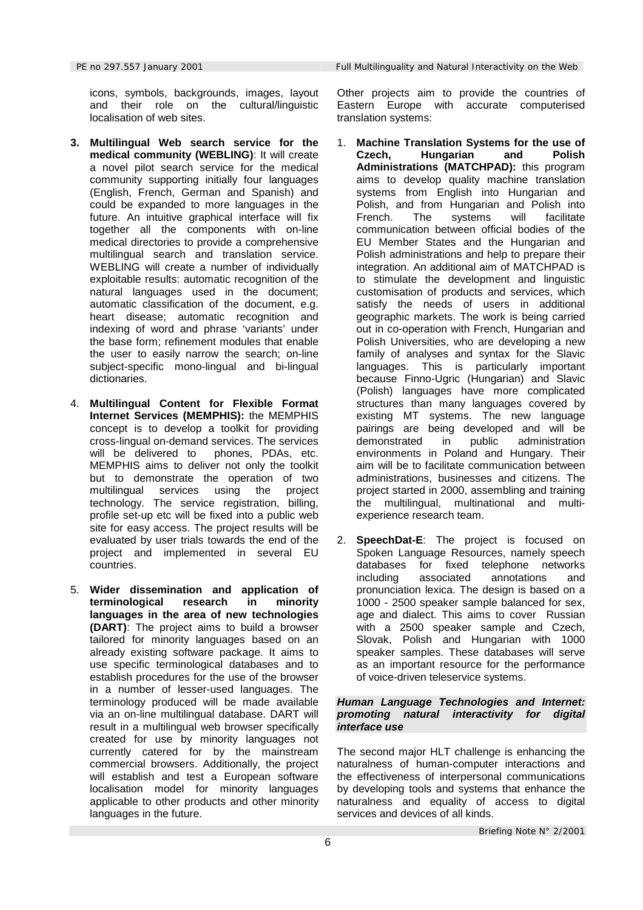icons, symbols, backgrounds, images, layout and their role on the cultural/linguistic localisation of web sites.

3. **Multilingual Web search service for the medical community (WEBLING)**: It will create a novel pilot search service for the medical community supporting initially four languages (English, French, German and Spanish) and could be expanded to more languages in the future. An intuitive graphical interface will fix together all the components with on-line medical directories to provide a comprehensive multilingual search and translation service. WEBLING will create a number of individually exploitable results: automatic recognition of the natural languages used in the document; automatic classification of the document, e.g. heart disease; automatic recognition and indexing of word and phrase 'variants' under the base form; refinement modules that enable the user to easily narrow the search; on-line subject-specific mono-lingual and bi-lingual dictionaries.

4. **Multilingual Content for Flexible Format Internet Services (MEMPHIS):** the MEMPHIS concept is to develop a toolkit for providing cross-lingual on-demand services. The services will be delivered to phones, PDAs, etc. MEMPHIS aims to deliver not only the toolkit but to demonstrate the operation of two multilingual services using the project technology. The service registration, billing, profile set-up etc will be fixed into a public web site for easy access. The project results will be evaluated by user trials towards the end of the project and implemented in several EU countries.

5. **Wider dissemination and application of terminological research in minority languages in the area of new technologies (DART)**: The project aims to build a browser tailored for minority languages based on an already existing software package. It aims to use specific terminological databases and to establish procedures for the use of the browser in a number of lesser-used languages. The terminology produced will be made available via an on-line multilingual database. DART will result in a multilingual web browser specifically created for use by minority languages not currently catered for by the mainstream commercial browsers. Additionally, the project will establish and test a European software localisation model for minority languages applicable to other products and other minority languages in the future.

Other projects aim to provide the countries of Eastern Europe with accurate computerised translation systems:

1. **Machine Translation Systems for the use of Czech, Hungarian and Polish Administrations (MATCHPAD):** this program aims to develop quality machine translation systems from English into Hungarian and Polish, and from Hungarian and Polish into French. The systems will facilitate communication between official bodies of the EU Member States and the Hungarian and Polish administrations and help to prepare their integration. An additional aim of MATCHPAD is to stimulate the development and linguistic customisation of products and services, which satisfy the needs of users in additional geographic markets. The work is being carried out in co-operation with French, Hungarian and Polish Universities, who are developing a new family of analyses and syntax for the Slavic languages. This is particularly important because Finno-Ugric (Hungarian) and Slavic (Polish) languages have more complicated structures than many languages covered by existing MT systems. The new language pairings are being developed and will be demonstrated in public administration environments in Poland and Hungary. Their aim will be to facilitate communication between administrations, businesses and citizens. The project started in 2000, assembling and training the multilingual, multinational and multi-experience research team.

2. **SpeechDat-E**: The project is focused on Spoken Language Resources, namely speech databases for fixed telephone networks including associated annotations and pronunciation lexica. The design is based on a 1000 - 2500 speaker sample balanced for sex, age and dialect. This aims to cover Russian with a 2500 speaker sample and Czech, Slovak, Polish and Hungarian with 1000 speaker samples. These databases will serve as an important resource for the performance of voice-driven teleservice systems.

### *Human Language Technologies and Internet: promoting natural interactivity for digital interface use*

The second major HLT challenge is enhancing the naturalness of human-computer interactions and the effectiveness of interpersonal communications by developing tools and systems that enhance the naturalness and equality of access to digital services and devices of all kinds.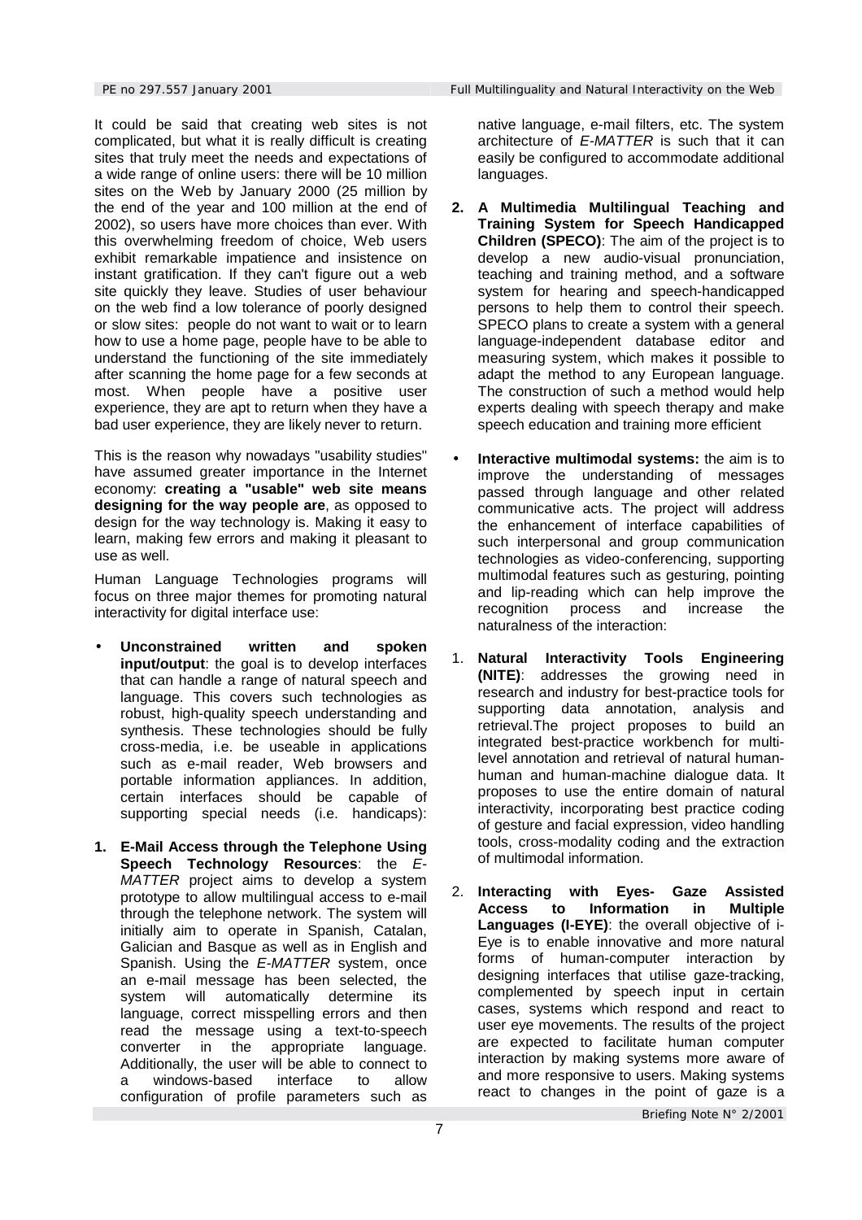It could be said that creating web sites is not complicated, but what it is really difficult is creating sites that truly meet the needs and expectations of a wide range of online users: there will be 10 million sites on the Web by January 2000 (25 million by the end of the year and 100 million at the end of 2002), so users have more choices than ever. With this overwhelming freedom of choice, Web users exhibit remarkable impatience and insistence on instant gratification. If they can't figure out a web site quickly they leave. Studies of user behaviour on the web find a low tolerance of poorly designed or slow sites: people do not want to wait or to learn how to use a home page, people have to be able to understand the functioning of the site immediately after scanning the home page for a few seconds at most. When people have a positive user experience, they are apt to return when they have a bad user experience, they are likely never to return.

This is the reason why nowadays "usability studies" have assumed greater importance in the Internet economy: **creating a "usable" web site means designing for the way people are**, as opposed to design for the way technology is. Making it easy to learn, making few errors and making it pleasant to use as well.

Human Language Technologies programs will focus on three major themes for promoting natural interactivity for digital interface use:

- **Unconstrained written and spoken input/output**: the goal is to develop interfaces that can handle a range of natural speech and language. This covers such technologies as robust, high-quality speech understanding and synthesis. These technologies should be fully cross-media, i.e. be useable in applications such as e-mail reader, Web browsers and portable information appliances. In addition, certain interfaces should be capable of supporting special needs (i.e. handicaps):

1. **E-Mail Access through the Telephone Using Speech Technology Resources**: the *E-MATTER* project aims to develop a system prototype to allow multilingual access to e-mail through the telephone network. The system will initially aim to operate in Spanish, Catalan, Galician and Basque as well as in English and Spanish. Using the *E-MATTER* system, once an e-mail message has been selected, the system will automatically determine its language, correct misspelling errors and then read the message using a text-to-speech converter in the appropriate language. Additionally, the user will be able to connect to a windows-based interface to allow configuration of profile parameters such as native language, e-mail filters, etc. The system architecture of *E-MATTER* is such that it can easily be configured to accommodate additional languages.

2. **A Multimedia Multilingual Teaching and Training System for Speech Handicapped Children (SPECO)**: The aim of the project is to develop a new audio-visual pronunciation, teaching and training method, and a software system for hearing and speech-handicapped persons to help them to control their speech. SPECO plans to create a system with a general language-independent database editor and measuring system, which makes it possible to adapt the method to any European language. The construction of such a method would help experts dealing with speech therapy and make speech education and training more efficient

- **Interactive multimodal systems:** the aim is to improve the understanding of messages passed through language and other related communicative acts. The project will address the enhancement of interface capabilities of such interpersonal and group communication technologies as video-conferencing, supporting multimodal features such as gesturing, pointing and lip-reading which can help improve the recognition process and increase the naturalness of the interaction:

1. **Natural Interactivity Tools Engineering (NITE)**: addresses the growing need in research and industry for best-practice tools for supporting data annotation, analysis and retrieval.The project proposes to build an integrated best-practice workbench for multi-level annotation and retrieval of natural human-human and human-machine dialogue data. It proposes to use the entire domain of natural interactivity, incorporating best practice coding of gesture and facial expression, video handling tools, cross-modality coding and the extraction of multimodal information.

2. **Interacting with Eyes- Gaze Assisted Access to Information in Multiple Languages (I-EYE)**: the overall objective of i-Eye is to enable innovative and more natural forms of human-computer interaction by designing interfaces that utilise gaze-tracking, complemented by speech input in certain cases, systems which respond and react to user eye movements. The results of the project are expected to facilitate human computer interaction by making systems more aware of and more responsive to users. Making systems react to changes in the point of gaze is a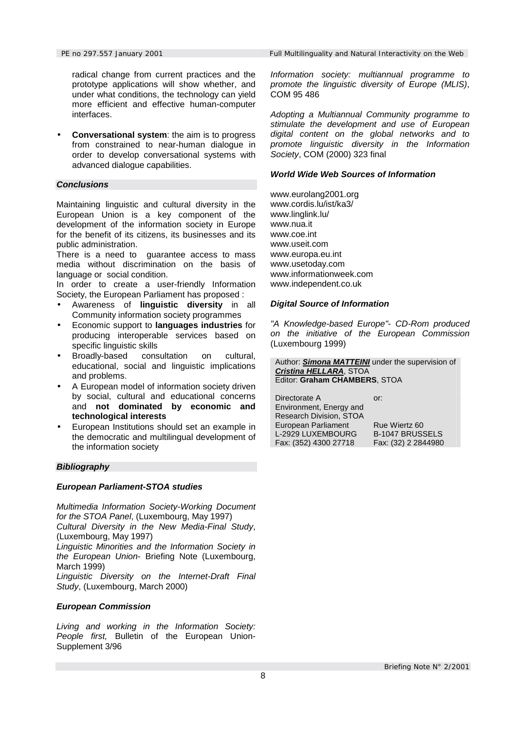radical change from current practices and the prototype applications will show whether, and under what conditions, the technology can yield more efficient and effective human-computer interfaces.

- **Conversational system**: the aim is to progress from constrained to near-human dialogue in order to develop conversational systems with advanced dialogue capabilities.

### *Conclusions*

Maintaining linguistic and cultural diversity in the European Union is a key component of the development of the information society in Europe for the benefit of its citizens, its businesses and its public administration.

There is a need to guarantee access to mass media without discrimination on the basis of language or social condition.

In order to create a user-friendly Information Society, the European Parliament has proposed :

- Awareness of **linguistic diversity** in all Community information society programmes
- Economic support to **languages industries** for producing interoperable services based on specific linguistic skills
- Broadly-based consultation on cultural, educational, social and linguistic implications and problems.
- A European model of information society driven by social, cultural and educational concerns and **not dominated by economic and technological interests**
- European Institutions should set an example in the democratic and multilingual development of the information society

### *Bibliography*

#### *European Parliament-STOA studies*

*Multimedia Information Society-Working Document for the STOA Panel*, (Luxembourg, May 1997)
*Cultural Diversity in the New Media-Final Study*, (Luxembourg, May 1997)
*Linguistic Minorities and the Information Society in the European Union*- Briefing Note (Luxembourg, March 1999)
*Linguistic Diversity on the Internet-Draft Final Study*, (Luxembourg, March 2000)

#### *European Commission*

*Living and working in the Information Society: People first,* Bulletin of the European Union- Supplement 3/96

*Information society: multiannual programme to promote the linguistic diversity of Europe (MLIS)*, COM 95 486

*Adopting a Multiannual Community programme to stimulate the development and use of European digital content on the global networks and to promote linguistic diversity in the Information Society*, COM (2000) 323 final

#### *World Wide Web Sources of Information*

www.eurolang2001.org
www.cordis.lu/ist/ka3/
www.linglink.lu/
www.nua.it
www.coe.int
www.useit.com
www.europa.eu.int
www.usetoday.com
www.informationweek.com
www.independent.co.uk

#### *Digital Source of Information*

*"A Knowledge-based Europe"- CD-Rom produced on the initiative of the European Commission* (Luxembourg 1999)

Author: ***Simona MATTEINI*** under the supervision of ***Cristina HELLARA***, STOA
Editor: **Graham CHAMBERS**, STOA

| | |
|---|---|
| Directorate A | or: |
| Environment, Energy and Research Division, STOA | |
| European Parliament | Rue Wiertz 60 |
| L-2929 LUXEMBOURG | B-1047 BRUSSELS |
| Fax: (352) 4300 27718 | Fax: (32) 2 2844980 |